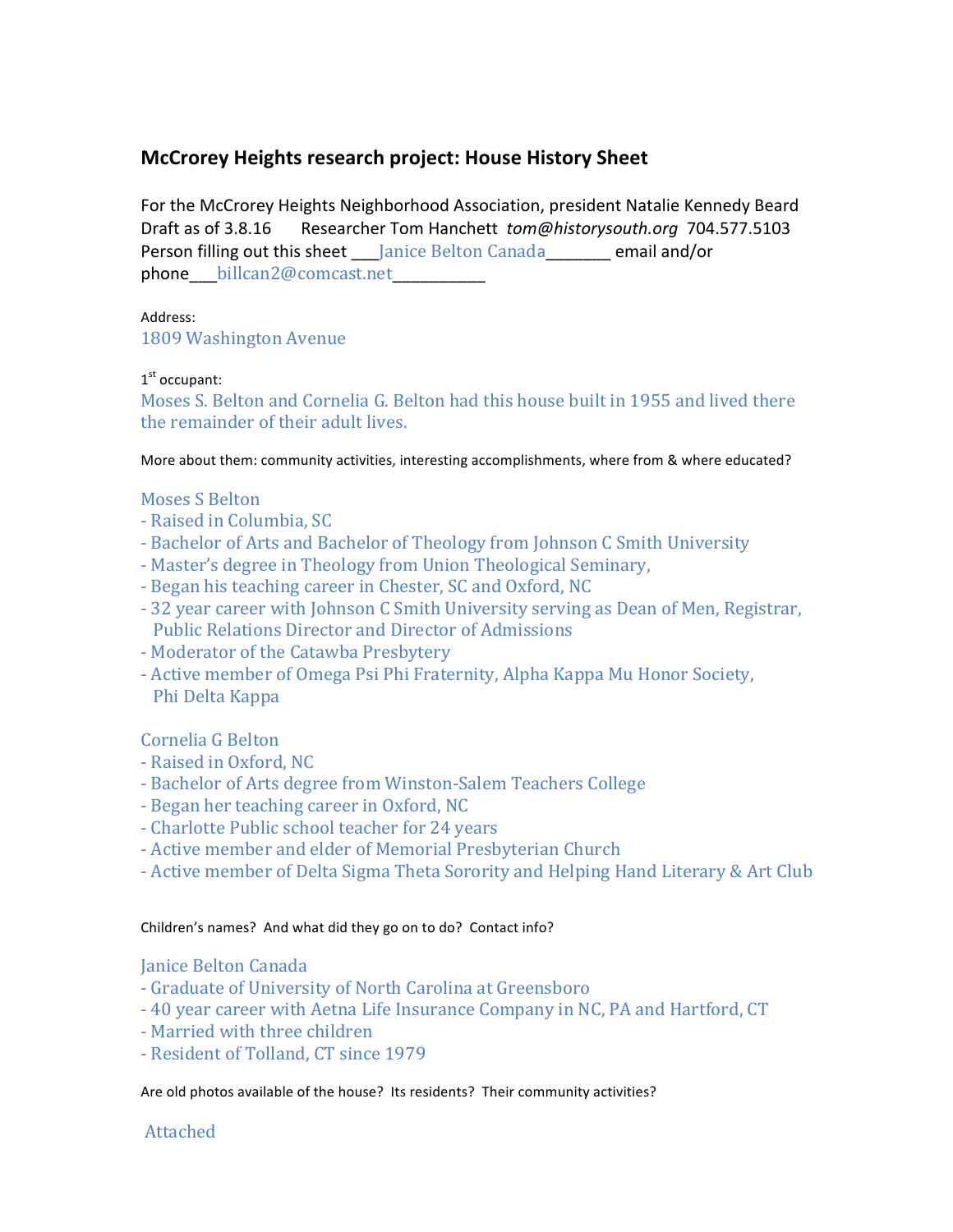## McCrorey Heights research project: House History Sheet

For the McCrorey Heights Neighborhood Association, president Natalie Kennedy Beard
Draft as of 3.8.16 Researcher Tom Hanchett *tom@historysouth.org* 704.577.5103
Person filling out this sheet ___Janice Belton Canada_______ email and/or phone___billcan2@comcast.net__________

Address:
1809 Washington Avenue

1st occupant:
Moses S. Belton and Cornelia G. Belton had this house built in 1955 and lived there the remainder of their adult lives.

More about them: community activities, interesting accomplishments, where from & where educated?

Moses S Belton
- Raised in Columbia, SC
- Bachelor of Arts and Bachelor of Theology from Johnson C Smith University
- Master's degree in Theology from Union Theological Seminary,
- Began his teaching career in Chester, SC and Oxford, NC
- 32 year career with Johnson C Smith University serving as Dean of Men, Registrar, Public Relations Director and Director of Admissions
- Moderator of the Catawba Presbytery
- Active member of Omega Psi Phi Fraternity, Alpha Kappa Mu Honor Society, Phi Delta Kappa

Cornelia G Belton
- Raised in Oxford, NC
- Bachelor of Arts degree from Winston-Salem Teachers College
- Began her teaching career in Oxford, NC
- Charlotte Public school teacher for 24 years
- Active member and elder of Memorial Presbyterian Church
- Active member of Delta Sigma Theta Sorority and Helping Hand Literary & Art Club

Children's names? And what did they go on to do? Contact info?

Janice Belton Canada
- Graduate of University of North Carolina at Greensboro
- 40 year career with Aetna Life Insurance Company in NC, PA and Hartford, CT
- Married with three children
- Resident of Tolland, CT since 1979

Are old photos available of the house? Its residents? Their community activities?

Attached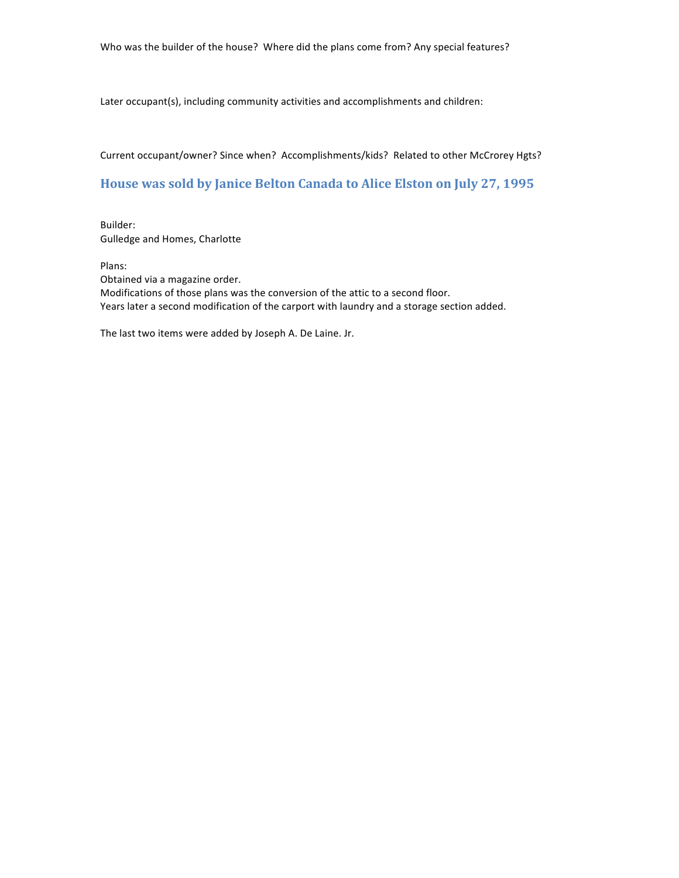Who was the builder of the house? Where did the plans come from? Any special features?

Later occupant(s), including community activities and accomplishments and children:

Current occupant/owner? Since when? Accomplishments/kids? Related to other McCrorey Hgts?

## House was sold by Janice Belton Canada to Alice Elston on July 27, 1995

Builder:
Gulledge and Homes, Charlotte

Plans:
Obtained via a magazine order.
Modifications of those plans was the conversion of the attic to a second floor.
Years later a second modification of the carport with laundry and a storage section added.

The last two items were added by Joseph A. De Laine. Jr.